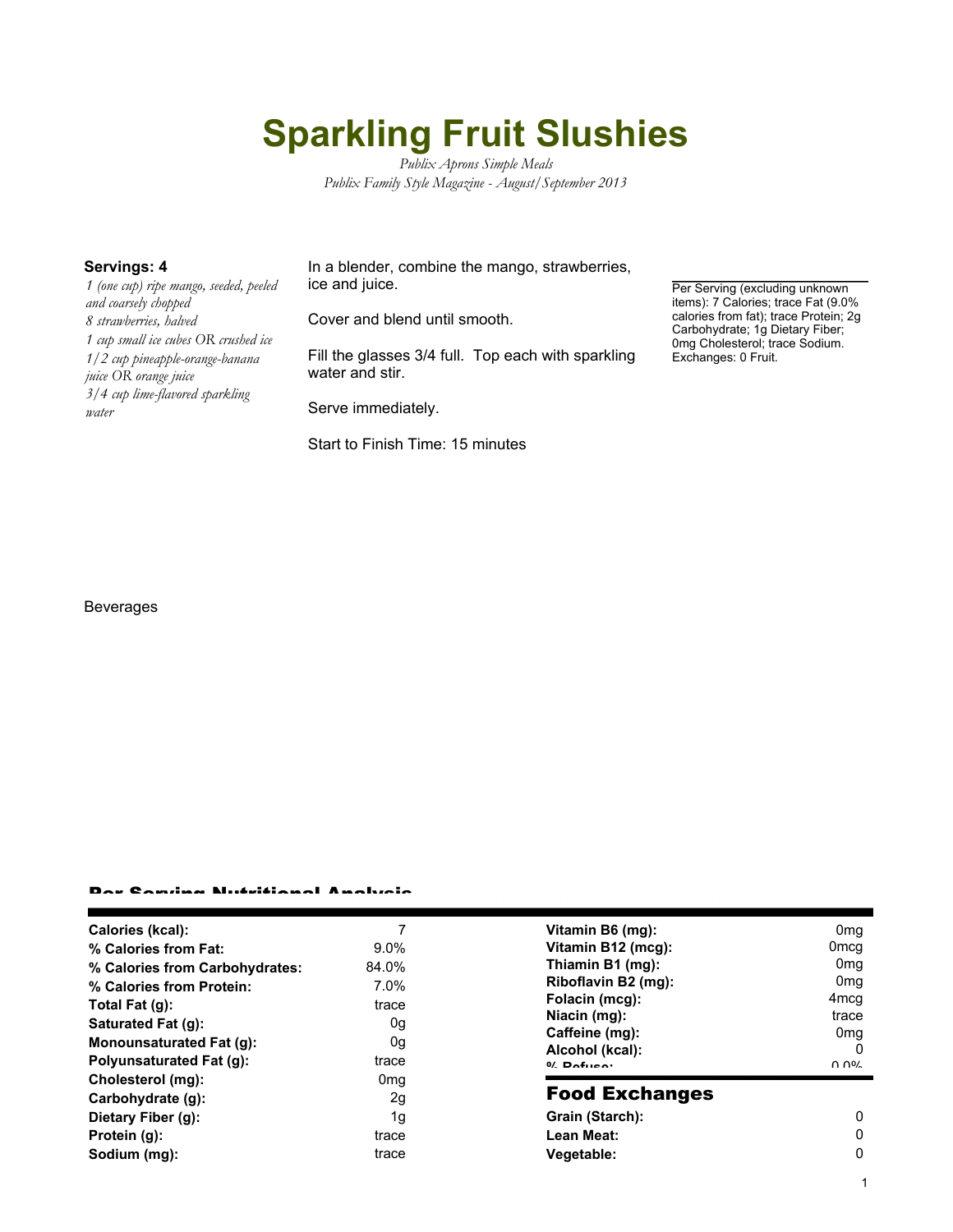# Sparkling Fruit Slushies

*Publix Aprons Simple Meals*
*Publix Family Style Magazine - August/September 2013*

**Servings: 4**

*1 (one cup) ripe mango, seeded, peeled and coarsely chopped*
*8 strawberries, halved*
*1 cup small ice cubes OR crushed ice*
*1/2 cup pineapple-orange-banana juice OR orange juice*
*3/4 cup lime-flavored sparkling water*

In a blender, combine the mango, strawberries, ice and juice.

Cover and blend until smooth.

Fill the glasses 3/4 full. Top each with sparkling water and stir.

Serve immediately.

Start to Finish Time: 15 minutes

Per Serving (excluding unknown items): 7 Calories; trace Fat (9.0% calories from fat); trace Protein; 2g Carbohydrate; 1g Dietary Fiber; 0mg Cholesterol; trace Sodium. Exchanges: 0 Fruit.

Beverages

## Per Serving Nutritional Analysis

| | |
|---|---|
| **Calories (kcal):** | 7 |
| **% Calories from Fat:** | 9.0% |
| **% Calories from Carbohydrates:** | 84.0% |
| **% Calories from Protein:** | 7.0% |
| **Total Fat (g):** | trace |
| **Saturated Fat (g):** | 0g |
| **Monounsaturated Fat (g):** | 0g |
| **Polyunsaturated Fat (g):** | trace |
| **Cholesterol (mg):** | 0mg |
| **Carbohydrate (g):** | 2g |
| **Dietary Fiber (g):** | 1g |
| **Protein (g):** | trace |
| **Sodium (mg):** | trace |

| | |
|---|---|
| **Vitamin B6 (mg):** | 0mg |
| **Vitamin B12 (mcg):** | 0mcg |
| **Thiamin B1 (mg):** | 0mg |
| **Riboflavin B2 (mg):** | 0mg |
| **Folacin (mcg):** | 4mcg |
| **Niacin (mg):** | trace |
| **Caffeine (mg):** | 0mg |
| **Alcohol (kcal):** | 0 |
| **% Refuse:** | 0.0% |

## Food Exchanges

| | |
|---|---|
| **Grain (Starch):** | 0 |
| **Lean Meat:** | 0 |
| **Vegetable:** | 0 |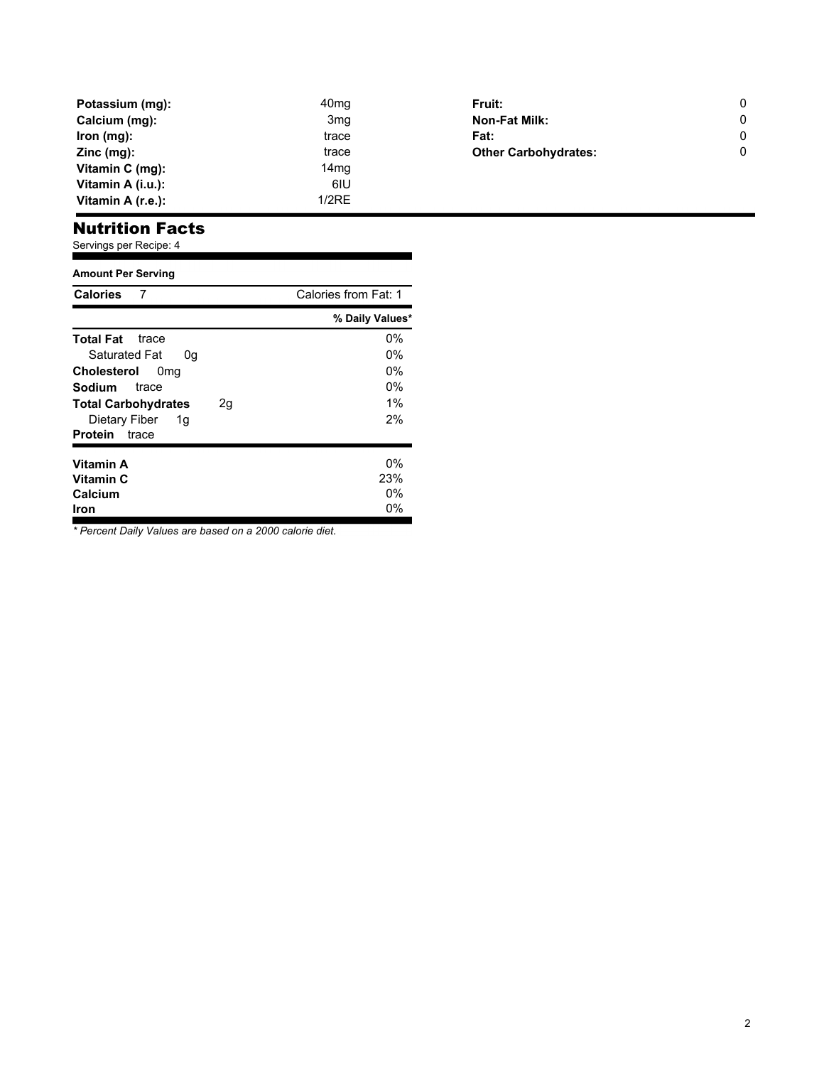| | | | |
|---|---|---|---|
| **Potassium (mg):** | 40mg | **Fruit:** | 0 |
| **Calcium (mg):** | 3mg | **Non-Fat Milk:** | 0 |
| **Iron (mg):** | trace | **Fat:** | 0 |
| **Zinc (mg):** | trace | **Other Carbohydrates:** | 0 |
| **Vitamin C (mg):** | 14mg | | |
| **Vitamin A (i.u.):** | 6IU | | |
| **Vitamin A (r.e.):** | 1/2RE | | |

## Nutrition Facts

Servings per Recipe: 4

**Amount Per Serving**

| | |
|---|---|
| **Calories** 7 | Calories from Fat: 1 |
| | **% Daily Values*** |
| **Total Fat** trace | 0% |
| Saturated Fat 0g | 0% |
| **Cholesterol** 0mg | 0% |
| **Sodium** trace | 0% |
| **Total Carbohydrates** 2g | 1% |
| Dietary Fiber 1g | 2% |
| **Protein** trace | |
| **Vitamin A** | 0% |
| **Vitamin C** | 23% |
| **Calcium** | 0% |
| **Iron** | 0% |

*\* Percent Daily Values are based on a 2000 calorie diet.*